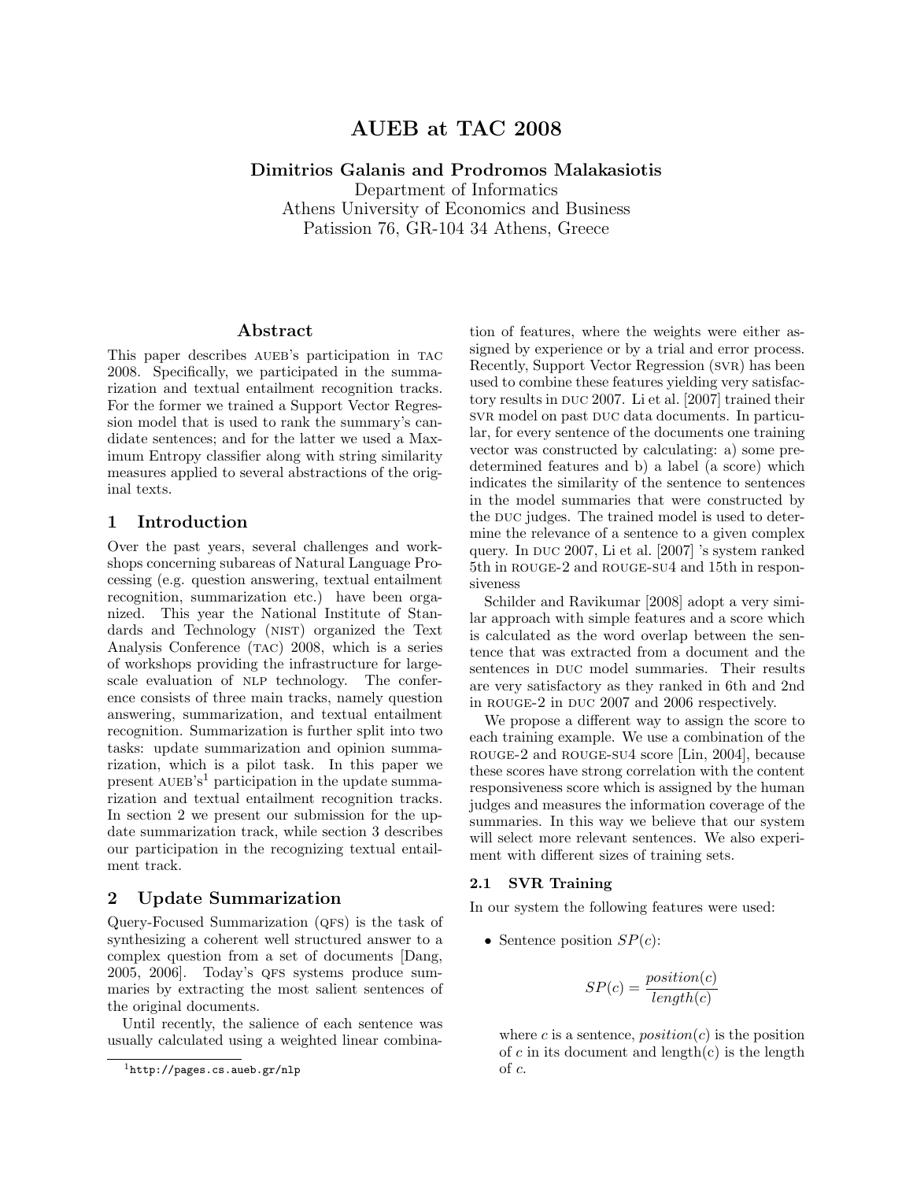# AUEB at TAC 2008

**Dimitrios Galanis and Prodromos Malakasiotis**

Department of Informatics
Athens University of Economics and Business
Patission 76, GR-104 34 Athens, Greece

## Abstract

This paper describes AUEB's participation in TAC 2008. Specifically, we participated in the summarization and textual entailment recognition tracks. For the former we trained a Support Vector Regression model that is used to rank the summary's candidate sentences; and for the latter we used a Maximum Entropy classifier along with string similarity measures applied to several abstractions of the original texts.

## 1 Introduction

Over the past years, several challenges and workshops concerning subareas of Natural Language Processing (e.g. question answering, textual entailment recognition, summarization etc.) have been organized. This year the National Institute of Standards and Technology (NIST) organized the Text Analysis Conference (TAC) 2008, which is a series of workshops providing the infrastructure for large-scale evaluation of NLP technology. The conference consists of three main tracks, namely question answering, summarization, and textual entailment recognition. Summarization is further split into two tasks: update summarization and opinion summarization, which is a pilot task. In this paper we present AUEB's[1] participation in the update summarization and textual entailment recognition tracks. In section 2 we present our submission for the update summarization track, while section 3 describes our participation in the recognizing textual entailment track.

## 2 Update Summarization

Query-Focused Summarization (QFS) is the task of synthesizing a coherent well structured answer to a complex question from a set of documents [Dang, 2005, 2006]. Today's QFS systems produce summaries by extracting the most salient sentences of the original documents.

Until recently, the salience of each sentence was usually calculated using a weighted linear combination of features, where the weights were either assigned by experience or by a trial and error process. Recently, Support Vector Regression (SVR) has been used to combine these features yielding very satisfactory results in DUC 2007. Li et al. [2007] trained their SVR model on past DUC data documents. In particular, for every sentence of the documents one training vector was constructed by calculating: a) some predetermined features and b) a label (a score) which indicates the similarity of the sentence to sentences in the model summaries that were constructed by the DUC judges. The trained model is used to determine the relevance of a sentence to a given complex query. In DUC 2007, Li et al. [2007] 's system ranked 5th in ROUGE-2 and ROUGE-SU4 and 15th in responsiveness

Schilder and Ravikumar [2008] adopt a very similar approach with simple features and a score which is calculated as the word overlap between the sentence that was extracted from a document and the sentences in DUC model summaries. Their results are very satisfactory as they ranked in 6th and 2nd in ROUGE-2 in DUC 2007 and 2006 respectively.

We propose a different way to assign the score to each training example. We use a combination of the ROUGE-2 and ROUGE-SU4 score [Lin, 2004], because these scores have strong correlation with the content responsiveness score which is assigned by the human judges and measures the information coverage of the summaries. In this way we believe that our system will select more relevant sentences. We also experiment with different sizes of training sets.

### 2.1 SVR Training

In our system the following features were used:

- Sentence position $SP(c)$:

$$SP(c) = \frac{position(c)}{length(c)}$$

  where $c$ is a sentence, $position(c)$ is the position of $c$ in its document and length(c) is the length of $c$.

[1] http://pages.cs.aueb.gr/nlp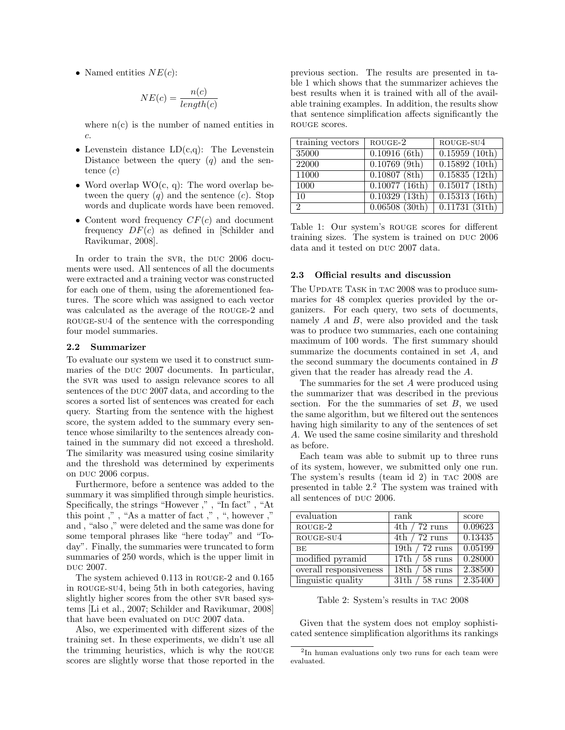- Named entities $NE(c)$:

$$NE(c) = \frac{n(c)}{length(c)}$$

  where n(c) is the number of named entities in $c$.

- Levenstein distance LD(c,q): The Levenstein Distance between the query ($q$) and the sentence ($c$)

- Word overlap WO(c, q): The word overlap between the query ($q$) and the sentence ($c$). Stop words and duplicate words have been removed.

- Content word frequency $CF(c)$ and document frequency $DF(c)$ as defined in [Schilder and Ravikumar, 2008].

In order to train the SVR, the DUC 2006 documents were used. All sentences of all the documents were extracted and a training vector was constructed for each one of them, using the aforementioned features. The score which was assigned to each vector was calculated as the average of the ROUGE-2 and ROUGE-SU4 of the sentence with the corresponding four model summaries.

### 2.2 Summarizer

To evaluate our system we used it to construct summaries of the DUC 2007 documents. In particular, the SVR was used to assign relevance scores to all sentences of the DUC 2007 data, and according to the scores a sorted list of sentences was created for each query. Starting from the sentence with the highest score, the system added to the summary every sentence whose similarilty to the sentences already contained in the summary did not exceed a threshold. The similarity was measured using cosine similarity and the threshold was determined by experiments on DUC 2006 corpus.

Furthermore, before a sentence was added to the summary it was simplified through simple heuristics. Specifically, the strings "However ," , "In fact" , "At this point ," , "As a matter of fact ," , ", however ," and , "also ," were deleted and the same was done for some temporal phrases like "here today" and "Today". Finally, the summaries were truncated to form summaries of 250 words, which is the upper limit in DUC 2007.

The system achieved 0.113 in ROUGE-2 and 0.165 in ROUGE-SU4, being 5th in both categories, having slightly higher scores from the other SVR based systems [Li et al., 2007; Schilder and Ravikumar, 2008] that have been evaluated on DUC 2007 data.

Also, we experimented with different sizes of the training set. In these experiments, we didn't use all the trimming heuristics, which is why the ROUGE scores are slightly worse that those reported in the previous section. The results are presented in table 1 which shows that the summarizer achieves the best results when it is trained with all of the available training examples. In addition, the results show that sentence simplification affects significantly the ROUGE scores.

| training vectors | ROUGE-2 | ROUGE-SU4 |
|---|---|---|
| 35000 | 0.10916 (6th) | 0.15959 (10th) |
| 22000 | 0.10769 (9th) | 0.15892 (10th) |
| 11000 | 0.10807 (8th) | 0.15835 (12th) |
| 1000 | 0.10077 (16th) | 0.15017 (18th) |
| 10 | 0.10329 (13th) | 0.15313 (16th) |
| 2 | 0.06508 (30th) | 0.11731 (31th) |

Table 1: Our system's ROUGE scores for different training sizes. The system is trained on DUC 2006 data and it tested on DUC 2007 data.

### 2.3 Official results and discussion

The UPDATE TASK in TAC 2008 was to produce summaries for 48 complex queries provided by the organizers. For each query, two sets of documents, namely $A$ and $B$, were also provided and the task was to produce two summaries, each one containing maximum of 100 words. The first summary should summarize the documents contained in set $A$, and the second summary the documents contained in $B$ given that the reader has already read the $A$.

The summaries for the set $A$ were produced using the summarizer that was described in the previous section. For the the summaries of set $B$, we used the same algorithm, but we filtered out the sentences having high similarity to any of the sentences of set $A$. We used the same cosine similarity and threshold as before.

Each team was able to submit up to three runs of its system, however, we submitted only one run. The system's results (team id 2) in TAC 2008 are presented in table 2.[2] The system was trained with all sentences of DUC 2006.

| evaluation | rank | score |
|---|---|---|
| ROUGE-2 | 4th / 72 runs | 0.09623 |
| ROUGE-SU4 | 4th / 72 runs | 0.13435 |
| BE | 19th / 72 runs | 0.05199 |
| modified pyramid | 17th / 58 runs | 0.28000 |
| overall responsiveness | 18th / 58 runs | 2.38500 |
| linguistic quality | 31th / 58 runs | 2.35400 |

Table 2: System's results in TAC 2008

Given that the system does not employ sophisticated sentence simplification algorithms its rankings

[2] In human evaluations only two runs for each team were evaluated.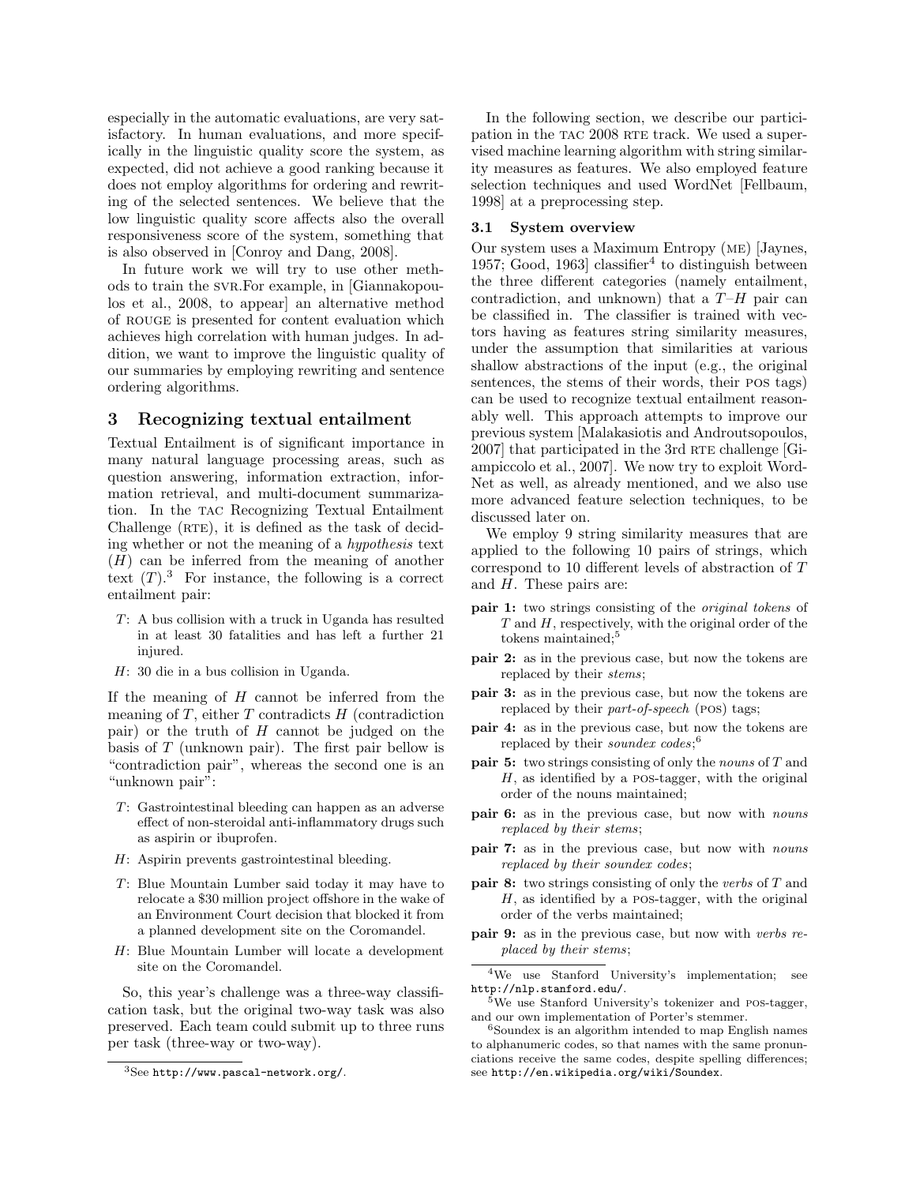especially in the automatic evaluations, are very satisfactory. In human evaluations, and more specifically in the linguistic quality score the system, as expected, did not achieve a good ranking because it does not employ algorithms for ordering and rewriting of the selected sentences. We believe that the low linguistic quality score affects also the overall responsiveness score of the system, something that is also observed in [Conroy and Dang, 2008].

In future work we will try to use other methods to train the SVR.For example, in [Giannakopoulos et al., 2008, to appear] an alternative method of ROUGE is presented for content evaluation which achieves high correlation with human judges. In addition, we want to improve the linguistic quality of our summaries by employing rewriting and sentence ordering algorithms.

## 3 Recognizing textual entailment

Textual Entailment is of significant importance in many natural language processing areas, such as question answering, information extraction, information retrieval, and multi-document summarization. In the TAC Recognizing Textual Entailment Challenge (RTE), it is defined as the task of deciding whether or not the meaning of a *hypothesis* text ($H$) can be inferred from the meaning of another text ($T$).[3] For instance, the following is a correct entailment pair:

- $T$: A bus collision with a truck in Uganda has resulted in at least 30 fatalities and has left a further 21 injured.
- $H$: 30 die in a bus collision in Uganda.

If the meaning of $H$ cannot be inferred from the meaning of $T$, either $T$ contradicts $H$ (contradiction pair) or the truth of $H$ cannot be judged on the basis of $T$ (unknown pair). The first pair bellow is "contradiction pair", whereas the second one is an "unknown pair":

- $T$: Gastrointestinal bleeding can happen as an adverse effect of non-steroidal anti-inflammatory drugs such as aspirin or ibuprofen.
- $H$: Aspirin prevents gastrointestinal bleeding.
- $T$: Blue Mountain Lumber said today it may have to relocate a $30 million project offshore in the wake of an Environment Court decision that blocked it from a planned development site on the Coromandel.
- $H$: Blue Mountain Lumber will locate a development site on the Coromandel.

So, this year's challenge was a three-way classification task, but the original two-way task was also preserved. Each team could submit up to three runs per task (three-way or two-way).

[3] See http://www.pascal-network.org/.

In the following section, we describe our participation in the TAC 2008 RTE track. We used a supervised machine learning algorithm with string similarity measures as features. We also employed feature selection techniques and used WordNet [Fellbaum, 1998] at a preprocessing step.

### 3.1 System overview

Our system uses a Maximum Entropy (ME) [Jaynes, 1957; Good, 1963] classifier[4] to distinguish between the three different categories (namely entailment, contradiction, and unknown) that a $T$–$H$ pair can be classified in. The classifier is trained with vectors having as features string similarity measures, under the assumption that similarities at various shallow abstractions of the input (e.g., the original sentences, the stems of their words, their POS tags) can be used to recognize textual entailment reasonably well. This approach attempts to improve our previous system [Malakasiotis and Androutsopoulos, 2007] that participated in the 3rd RTE challenge [Giampiccolo et al., 2007]. We now try to exploit WordNet as well, as already mentioned, and we also use more advanced feature selection techniques, to be discussed later on.

We employ 9 string similarity measures that are applied to the following 10 pairs of strings, which correspond to 10 different levels of abstraction of $T$ and $H$. These pairs are:

- **pair 1:** two strings consisting of the *original tokens* of $T$ and $H$, respectively, with the original order of the tokens maintained;[5]
- **pair 2:** as in the previous case, but now the tokens are replaced by their *stems*;
- **pair 3:** as in the previous case, but now the tokens are replaced by their *part-of-speech* (POS) tags;
- **pair 4:** as in the previous case, but now the tokens are replaced by their *soundex codes*;[6]
- **pair 5:** two strings consisting of only the *nouns* of $T$ and $H$, as identified by a POS-tagger, with the original order of the nouns maintained;
- **pair 6:** as in the previous case, but now with *nouns replaced by their stems*;
- **pair 7:** as in the previous case, but now with *nouns replaced by their soundex codes*;
- **pair 8:** two strings consisting of only the *verbs* of $T$ and $H$, as identified by a POS-tagger, with the original order of the verbs maintained;
- **pair 9:** as in the previous case, but now with *verbs replaced by their stems*;

[4] We use Stanford University's implementation; see http://nlp.stanford.edu/.

[5] We use Stanford University's tokenizer and POS-tagger, and our own implementation of Porter's stemmer.

[6] Soundex is an algorithm intended to map English names to alphanumeric codes, so that names with the same pronunciations receive the same codes, despite spelling differences; see http://en.wikipedia.org/wiki/Soundex.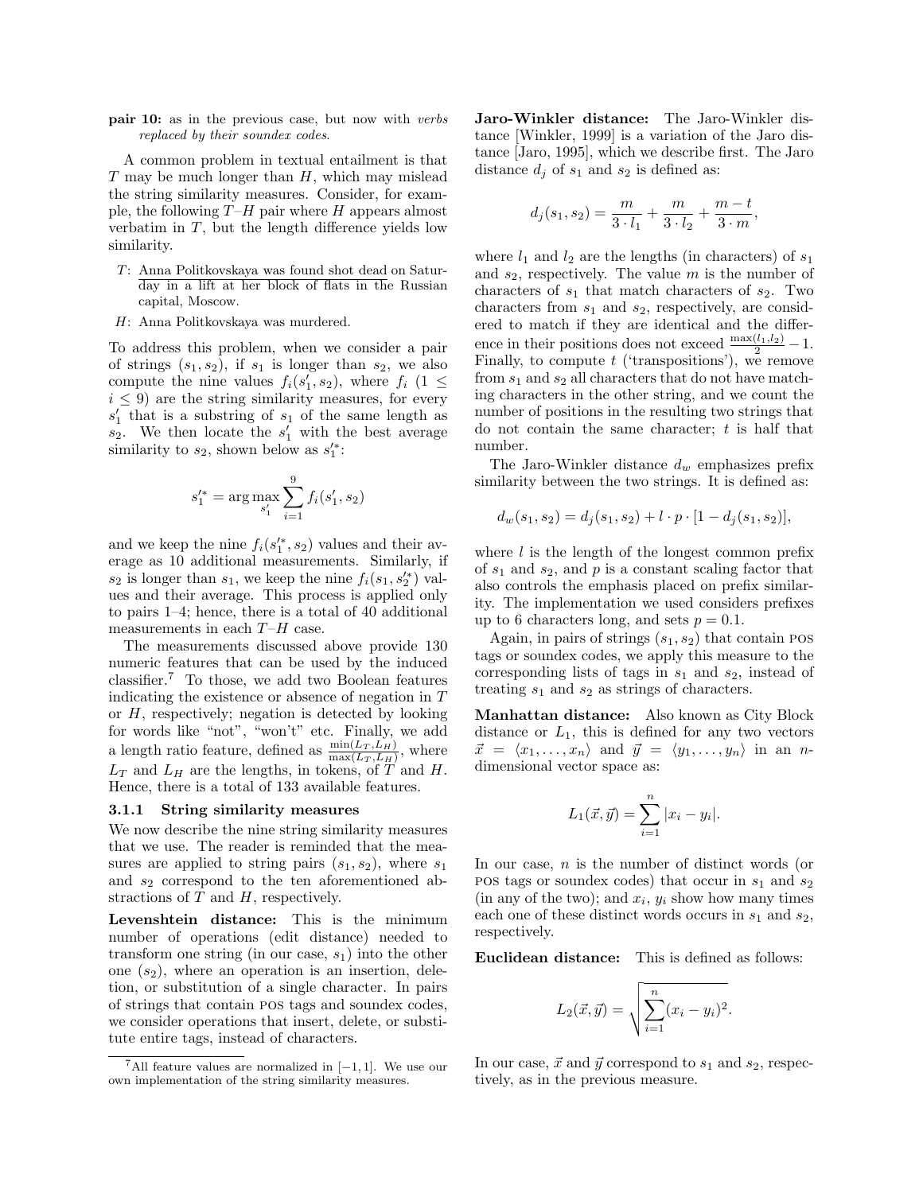**pair 10:** as in the previous case, but now with *verbs replaced by their soundex codes*.

A common problem in textual entailment is that $T$ may be much longer than $H$, which may mislead the string similarity measures. Consider, for example, the following $T$–$H$ pair where $H$ appears almost verbatim in $T$, but the length difference yields low similarity.

- $T$: Anna Politkovskaya was found shot dead on Saturday in a lift at her block of flats in the Russian capital, Moscow.
- $H$: Anna Politkovskaya was murdered.

To address this problem, when we consider a pair of strings $(s_1, s_2)$, if $s_1$ is longer than $s_2$, we also compute the nine values $f_i(s_1', s_2)$, where $f_i$ $(1 \leq i \leq 9)$ are the string similarity measures, for every $s_1'$ that is a substring of $s_1$ of the same length as $s_2$. We then locate the $s_1'$ with the best average similarity to $s_2$, shown below as $s_1'^*$:

$$s_1'^* = \arg\max_{s_1'} \sum_{i=1}^{9} f_i(s_1', s_2)$$

and we keep the nine $f_i(s_1'^*, s_2)$ values and their average as 10 additional measurements. Similarly, if $s_2$ is longer than $s_1$, we keep the nine $f_i(s_1, s_2'^*)$ values and their average. This process is applied only to pairs 1–4; hence, there is a total of 40 additional measurements in each $T$–$H$ case.

The measurements discussed above provide 130 numeric features that can be used by the induced classifier.[7] To those, we add two Boolean features indicating the existence or absence of negation in $T$ or $H$, respectively; negation is detected by looking for words like "not", "won't" etc. Finally, we add a length ratio feature, defined as $\frac{\min(L_T, L_H)}{\max(L_T, L_H)}$, where $L_T$ and $L_H$ are the lengths, in tokens, of $T$ and $H$. Hence, there is a total of 133 available features.

### 3.1.1 String similarity measures

We now describe the nine string similarity measures that we use. The reader is reminded that the measures are applied to string pairs $(s_1, s_2)$, where $s_1$ and $s_2$ correspond to the ten aforementioned abstractions of $T$ and $H$, respectively.

**Levenshtein distance:** This is the minimum number of operations (edit distance) needed to transform one string (in our case, $s_1$) into the other one ($s_2$), where an operation is an insertion, deletion, or substitution of a single character. In pairs of strings that contain POS tags and soundex codes, we consider operations that insert, delete, or substitute entire tags, instead of characters.

[7] All feature values are normalized in $[-1, 1]$. We use our own implementation of the string similarity measures.

**Jaro-Winkler distance:** The Jaro-Winkler distance [Winkler, 1999] is a variation of the Jaro distance [Jaro, 1995], which we describe first. The Jaro distance $d_j$ of $s_1$ and $s_2$ is defined as:

$$d_j(s_1, s_2) = \frac{m}{3 \cdot l_1} + \frac{m}{3 \cdot l_2} + \frac{m - t}{3 \cdot m},$$

where $l_1$ and $l_2$ are the lengths (in characters) of $s_1$ and $s_2$, respectively. The value $m$ is the number of characters of $s_1$ that match characters of $s_2$. Two characters from $s_1$ and $s_2$, respectively, are considered to match if they are identical and the difference in their positions does not exceed $\frac{\max(l_1, l_2)}{2} - 1$. Finally, to compute $t$ ('transpositions'), we remove from $s_1$ and $s_2$ all characters that do not have matching characters in the other string, and we count the number of positions in the resulting two strings that do not contain the same character; $t$ is half that number.

The Jaro-Winkler distance $d_w$ emphasizes prefix similarity between the two strings. It is defined as:

$$d_w(s_1, s_2) = d_j(s_1, s_2) + l \cdot p \cdot [1 - d_j(s_1, s_2)],$$

where $l$ is the length of the longest common prefix of $s_1$ and $s_2$, and $p$ is a constant scaling factor that also controls the emphasis placed on prefix similarity. The implementation we used considers prefixes up to 6 characters long, and sets $p = 0.1$.

Again, in pairs of strings $(s_1, s_2)$ that contain POS tags or soundex codes, we apply this measure to the corresponding lists of tags in $s_1$ and $s_2$, instead of treating $s_1$ and $s_2$ as strings of characters.

**Manhattan distance:** Also known as City Block distance or $L_1$, this is defined for any two vectors $\vec{x} = \langle x_1, \ldots, x_n \rangle$ and $\vec{y} = \langle y_1, \ldots, y_n \rangle$ in an $n$-dimensional vector space as:

$$L_1(\vec{x}, \vec{y}) = \sum_{i=1}^{n} |x_i - y_i|.$$

In our case, $n$ is the number of distinct words (or POS tags or soundex codes) that occur in $s_1$ and $s_2$ (in any of the two); and $x_i$, $y_i$ show how many times each one of these distinct words occurs in $s_1$ and $s_2$, respectively.

**Euclidean distance:** This is defined as follows:

$$L_2(\vec{x}, \vec{y}) = \sqrt{\sum_{i=1}^{n} (x_i - y_i)^2}.$$

In our case, $\vec{x}$ and $\vec{y}$ correspond to $s_1$ and $s_2$, respectively, as in the previous measure.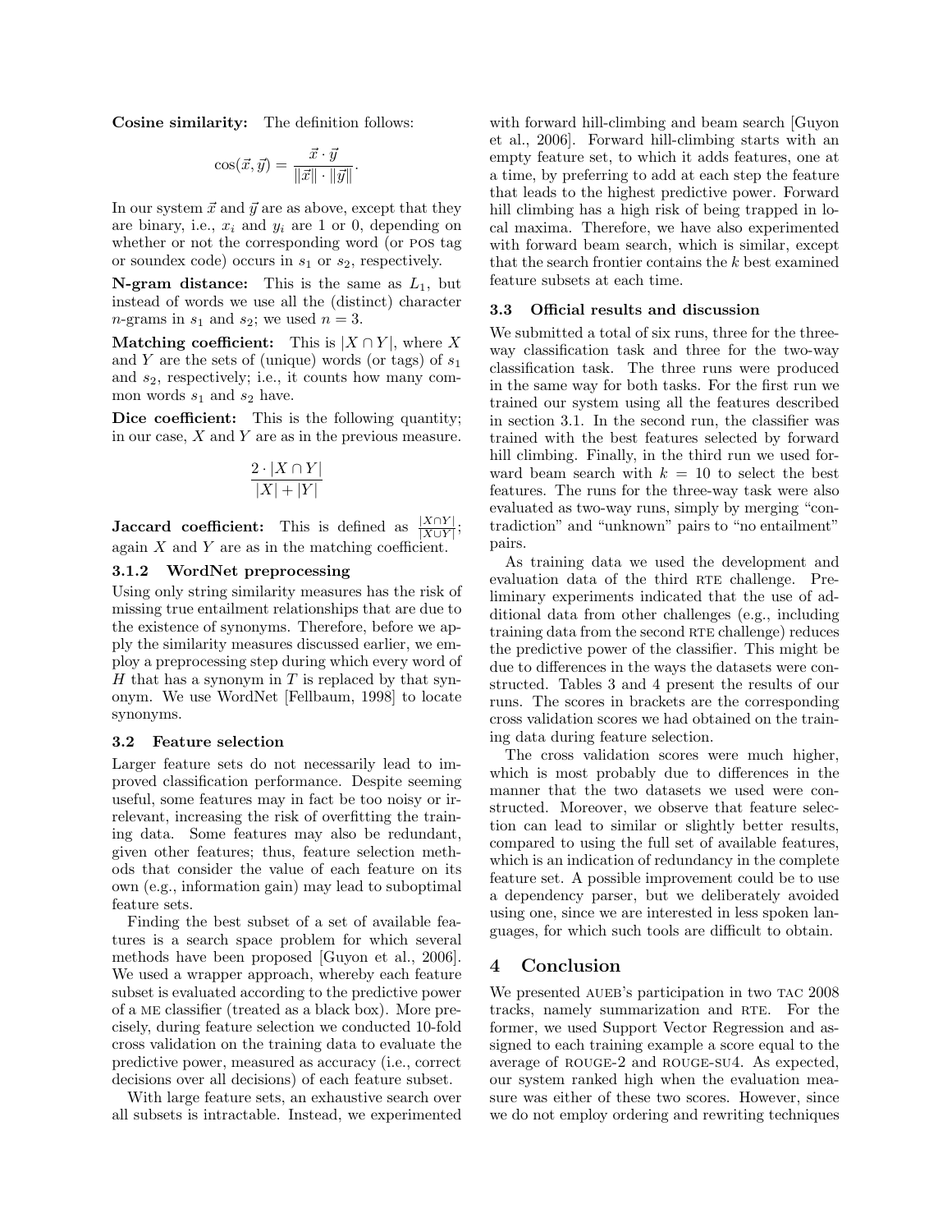**Cosine similarity:** The definition follows:

$$\cos(\vec{x}, \vec{y}) = \frac{\vec{x} \cdot \vec{y}}{\|\vec{x}\| \cdot \|\vec{y}\|}.$$

In our system $\vec{x}$ and $\vec{y}$ are as above, except that they are binary, i.e., $x_i$ and $y_i$ are 1 or 0, depending on whether or not the corresponding word (or POS tag or soundex code) occurs in $s_1$ or $s_2$, respectively.

**N-gram distance:** This is the same as $L_1$, but instead of words we use all the (distinct) character $n$-grams in $s_1$ and $s_2$; we used $n = 3$.

**Matching coefficient:** This is $|X \cap Y|$, where $X$ and $Y$ are the sets of (unique) words (or tags) of $s_1$ and $s_2$, respectively; i.e., it counts how many common words $s_1$ and $s_2$ have.

**Dice coefficient:** This is the following quantity; in our case, $X$ and $Y$ are as in the previous measure.

$$\frac{2 \cdot |X \cap Y|}{|X| + |Y|}$$

**Jaccard coefficient:** This is defined as $\frac{|X \cap Y|}{|X \cup Y|}$; again $X$ and $Y$ are as in the matching coefficient.

#### 3.1.2 WordNet preprocessing

Using only string similarity measures has the risk of missing true entailment relationships that are due to the existence of synonyms. Therefore, before we apply the similarity measures discussed earlier, we employ a preprocessing step during which every word of $H$ that has a synonym in $T$ is replaced by that synonym. We use WordNet [Fellbaum, 1998] to locate synonyms.

### 3.2 Feature selection

Larger feature sets do not necessarily lead to improved classification performance. Despite seeming useful, some features may in fact be too noisy or irrelevant, increasing the risk of overfitting the training data. Some features may also be redundant, given other features; thus, feature selection methods that consider the value of each feature on its own (e.g., information gain) may lead to suboptimal feature sets.

Finding the best subset of a set of available features is a search space problem for which several methods have been proposed [Guyon et al., 2006]. We used a wrapper approach, whereby each feature subset is evaluated according to the predictive power of a ME classifier (treated as a black box). More precisely, during feature selection we conducted 10-fold cross validation on the training data to evaluate the predictive power, measured as accuracy (i.e., correct decisions over all decisions) of each feature subset.

With large feature sets, an exhaustive search over all subsets is intractable. Instead, we experimented with forward hill-climbing and beam search [Guyon et al., 2006]. Forward hill-climbing starts with an empty feature set, to which it adds features, one at a time, by preferring to add at each step the feature that leads to the highest predictive power. Forward hill climbing has a high risk of being trapped in local maxima. Therefore, we have also experimented with forward beam search, which is similar, except that the search frontier contains the $k$ best examined feature subsets at each time.

### 3.3 Official results and discussion

We submitted a total of six runs, three for the three-way classification task and three for the two-way classification task. The three runs were produced in the same way for both tasks. For the first run we trained our system using all the features described in section 3.1. In the second run, the classifier was trained with the best features selected by forward hill climbing. Finally, in the third run we used forward beam search with $k = 10$ to select the best features. The runs for the three-way task were also evaluated as two-way runs, simply by merging "contradiction" and "unknown" pairs to "no entailment" pairs.

As training data we used the development and evaluation data of the third RTE challenge. Preliminary experiments indicated that the use of additional data from other challenges (e.g., including training data from the second RTE challenge) reduces the predictive power of the classifier. This might be due to differences in the ways the datasets were constructed. Tables 3 and 4 present the results of our runs. The scores in brackets are the corresponding cross validation scores we had obtained on the training data during feature selection.

The cross validation scores were much higher, which is most probably due to differences in the manner that the two datasets we used were constructed. Moreover, we observe that feature selection can lead to similar or slightly better results, compared to using the full set of available features, which is an indication of redundancy in the complete feature set. A possible improvement could be to use a dependency parser, but we deliberately avoided using one, since we are interested in less spoken languages, for which such tools are difficult to obtain.

## 4 Conclusion

We presented AUEB's participation in two TAC 2008 tracks, namely summarization and RTE. For the former, we used Support Vector Regression and assigned to each training example a score equal to the average of ROUGE-2 and ROUGE-SU4. As expected, our system ranked high when the evaluation measure was either of these two scores. However, since we do not employ ordering and rewriting techniques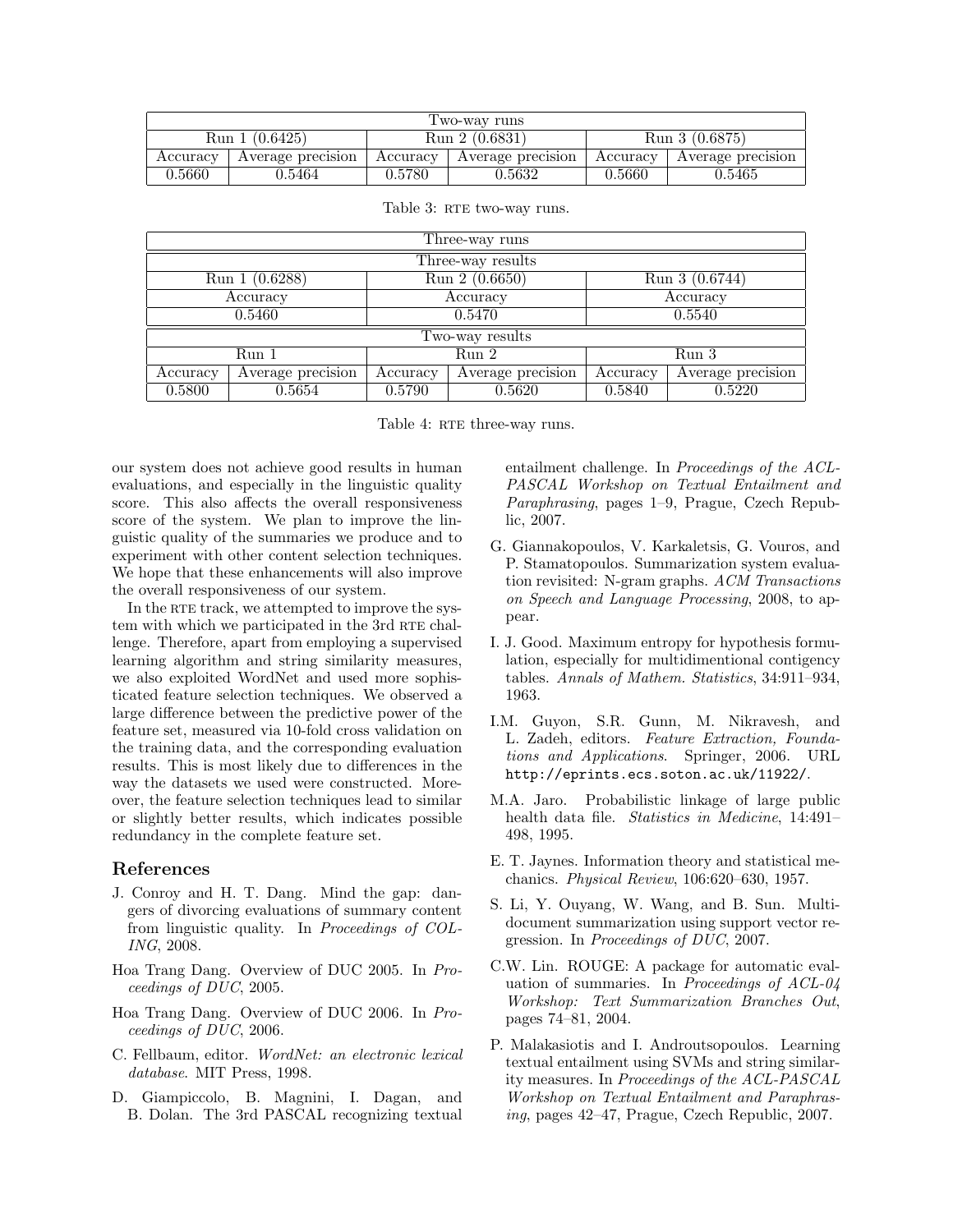| Two-way runs | | | | | |
|---|---|---|---|---|---|
| Run 1 (0.6425) | | Run 2 (0.6831) | | Run 3 (0.6875) | |
| Accuracy | Average precision | Accuracy | Average precision | Accuracy | Average precision |
| 0.5660 | 0.5464 | 0.5780 | 0.5632 | 0.5660 | 0.5465 |

Table 3: RTE two-way runs.

| Three-way runs | | | | | |
|---|---|---|---|---|---|
| Three-way results | | | | | |
| Run 1 (0.6288) | | Run 2 (0.6650) | | Run 3 (0.6744) | |
| Accuracy | | Accuracy | | Accuracy | |
| 0.5460 | | 0.5470 | | 0.5540 | |
| Two-way results | | | | | |
| Run 1 | | Run 2 | | Run 3 | |
| Accuracy | Average precision | Accuracy | Average precision | Accuracy | Average precision |
| 0.5800 | 0.5654 | 0.5790 | 0.5620 | 0.5840 | 0.5220 |

Table 4: RTE three-way runs.

our system does not achieve good results in human evaluations, and especially in the linguistic quality score. This also affects the overall responsiveness score of the system. We plan to improve the linguistic quality of the summaries we produce and to experiment with other content selection techniques. We hope that these enhancements will also improve the overall responsiveness of our system.

In the RTE track, we attempted to improve the system with which we participated in the 3rd RTE challenge. Therefore, apart from employing a supervised learning algorithm and string similarity measures, we also exploited WordNet and used more sophisticated feature selection techniques. We observed a large difference between the predictive power of the feature set, measured via 10-fold cross validation on the training data, and the corresponding evaluation results. This is most likely due to differences in the way the datasets we used were constructed. Moreover, the feature selection techniques lead to similar or slightly better results, which indicates possible redundancy in the complete feature set.

## References

J. Conroy and H. T. Dang. Mind the gap: dangers of divorcing evaluations of summary content from linguistic quality. In *Proceedings of COLING*, 2008.

Hoa Trang Dang. Overview of DUC 2005. In *Proceedings of DUC*, 2005.

Hoa Trang Dang. Overview of DUC 2006. In *Proceedings of DUC*, 2006.

C. Fellbaum, editor. *WordNet: an electronic lexical database*. MIT Press, 1998.

D. Giampiccolo, B. Magnini, I. Dagan, and B. Dolan. The 3rd PASCAL recognizing textual entailment challenge. In *Proceedings of the ACL-PASCAL Workshop on Textual Entailment and Paraphrasing*, pages 1–9, Prague, Czech Republic, 2007.

G. Giannakopoulos, V. Karkaletsis, G. Vouros, and P. Stamatopoulos. Summarization system evaluation revisited: N-gram graphs. *ACM Transactions on Speech and Language Processing*, 2008, to appear.

I. J. Good. Maximum entropy for hypothesis formulation, especially for multidimentional contigency tables. *Annals of Mathem. Statistics*, 34:911–934, 1963.

I.M. Guyon, S.R. Gunn, M. Nikravesh, and L. Zadeh, editors. *Feature Extraction, Foundations and Applications*. Springer, 2006. URL http://eprints.ecs.soton.ac.uk/11922/.

M.A. Jaro. Probabilistic linkage of large public health data file. *Statistics in Medicine*, 14:491–498, 1995.

E. T. Jaynes. Information theory and statistical mechanics. *Physical Review*, 106:620–630, 1957.

S. Li, Y. Ouyang, W. Wang, and B. Sun. Multi-document summarization using support vector regression. In *Proceedings of DUC*, 2007.

C.W. Lin. ROUGE: A package for automatic evaluation of summaries. In *Proceedings of ACL-04 Workshop: Text Summarization Branches Out*, pages 74–81, 2004.

P. Malakasiotis and I. Androutsopoulos. Learning textual entailment using SVMs and string similarity measures. In *Proceedings of the ACL-PASCAL Workshop on Textual Entailment and Paraphrasing*, pages 42–47, Prague, Czech Republic, 2007.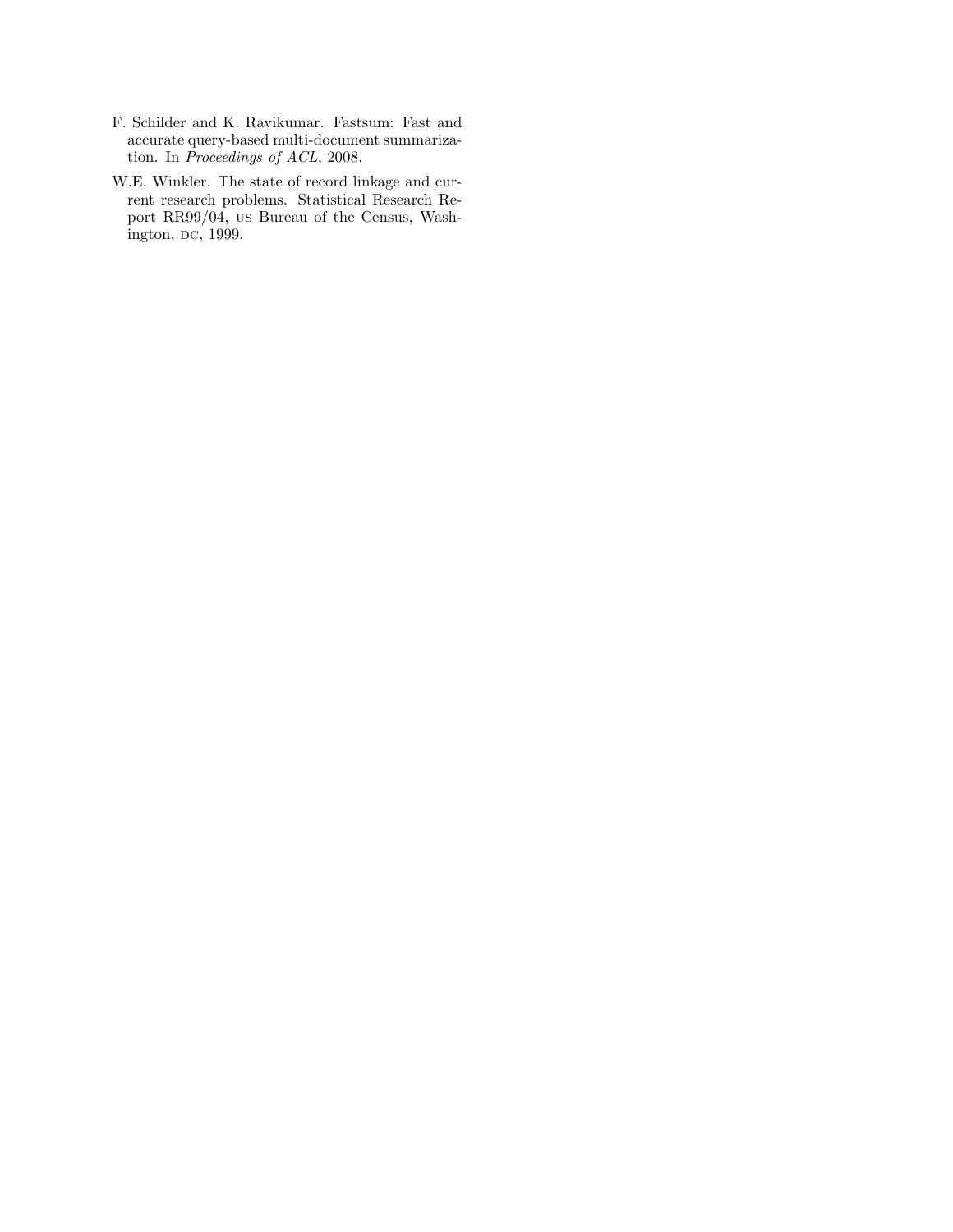F. Schilder and K. Ravikumar. Fastsum: Fast and accurate query-based multi-document summarization. In *Proceedings of ACL*, 2008.

W.E. Winkler. The state of record linkage and current research problems. Statistical Research Report RR99/04, US Bureau of the Census, Washington, DC, 1999.